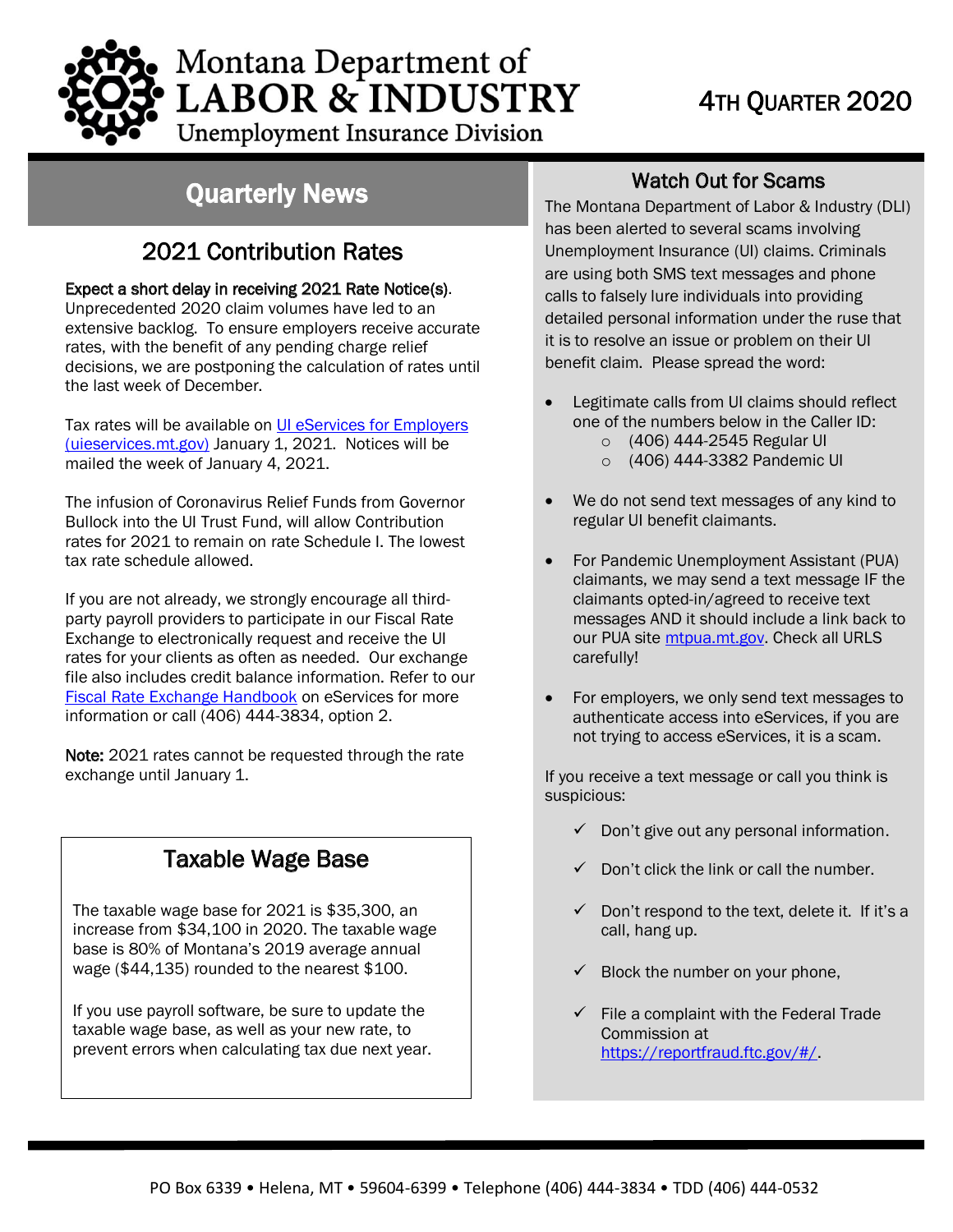# Montana Department of LABOR & INDUSTRY

Unemployment Insurance Division

4TH QUARTER 2020

## Quarterly News

### 2021 Contribution Rates

**Expect a short delay in receiving 2021 Rate Notice(s).** Unprecedented 2020 claim volumes have led to an extensive backlog. To ensure employers receive accurate rates, with the benefit of any pending charge relief decisions, we are postponing the calculation of rates until the last week of December.

Tax rates will be available on UI eServices for Employers (uieservices.mt.gov) January 1, 2021. Notices will be mailed the week of January 4, 2021.

The infusion of Coronavirus Relief Funds from Governor Bullock into the UI Trust Fund, will allow Contribution rates for 2021 to remain on rate Schedule I. The lowest tax rate schedule allowed.

If you are not already, we strongly encourage all third-party payroll providers to participate in our Fiscal Rate Exchange to electronically request and receive the UI rates for your clients as often as needed. Our exchange file also includes credit balance information. Refer to our Fiscal Rate Exchange Handbook on eServices for more information or call (406) 444-3834, option 2.

**Note:** 2021 rates cannot be requested through the rate exchange until January 1.

### Taxable Wage Base

The taxable wage base for 2021 is $35,300, an increase from $34,100 in 2020. The taxable wage base is 80% of Montana's 2019 average annual wage ($44,135) rounded to the nearest $100.

If you use payroll software, be sure to update the taxable wage base, as well as your new rate, to prevent errors when calculating tax due next year.

### Watch Out for Scams

The Montana Department of Labor & Industry (DLI) has been alerted to several scams involving Unemployment Insurance (UI) claims. Criminals are using both SMS text messages and phone calls to falsely lure individuals into providing detailed personal information under the ruse that it is to resolve an issue or problem on their UI benefit claim. Please spread the word:

- Legitimate calls from UI claims should reflect one of the numbers below in the Caller ID:
  - (406) 444-2545 Regular UI
  - (406) 444-3382 Pandemic UI
- We do not send text messages of any kind to regular UI benefit claimants.
- For Pandemic Unemployment Assistant (PUA) claimants, we may send a text message IF the claimants opted-in/agreed to receive text messages AND it should include a link back to our PUA site mtpua.mt.gov. Check all URLS carefully!
- For employers, we only send text messages to authenticate access into eServices, if you are not trying to access eServices, it is a scam.

If you receive a text message or call you think is suspicious:

- ✓ Don't give out any personal information.
- ✓ Don't click the link or call the number.
- ✓ Don't respond to the text, delete it. If it's a call, hang up.
- ✓ Block the number on your phone,
- ✓ File a complaint with the Federal Trade Commission at https://reportfraud.ftc.gov/#/.

PO Box 6339 • Helena, MT • 59604-6399 • Telephone (406) 444-3834 • TDD (406) 444-0532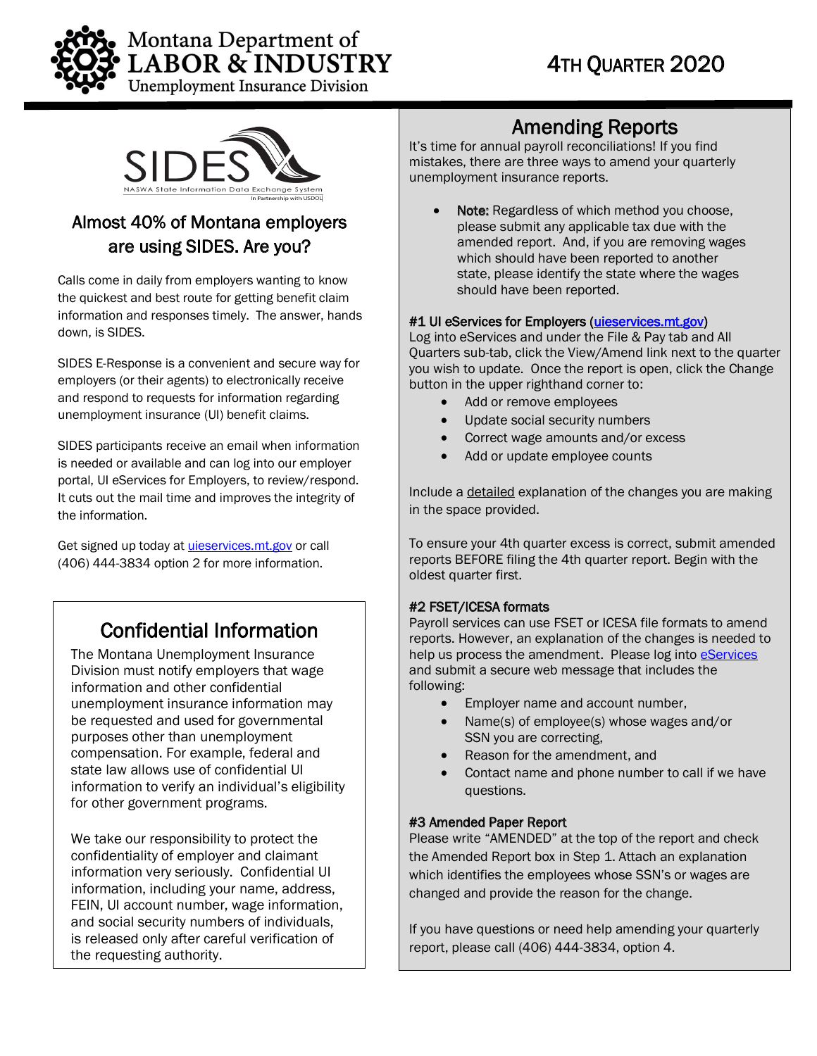# Montana Department of LABOR & INDUSTRY
Unemployment Insurance Division

# 4TH QUARTER 2020

SIDES
NASWA State Information Data Exchange System
In Partnership with USDOL

## Almost 40% of Montana employers are using SIDES. Are you?

Calls come in daily from employers wanting to know the quickest and best route for getting benefit claim information and responses timely. The answer, hands down, is SIDES.

SIDES E-Response is a convenient and secure way for employers (or their agents) to electronically receive and respond to requests for information regarding unemployment insurance (UI) benefit claims.

SIDES participants receive an email when information is needed or available and can log into our employer portal, UI eServices for Employers, to review/respond. It cuts out the mail time and improves the integrity of the information.

Get signed up today at uieservices.mt.gov or call (406) 444-3834 option 2 for more information.

## Confidential Information

The Montana Unemployment Insurance Division must notify employers that wage information and other confidential unemployment insurance information may be requested and used for governmental purposes other than unemployment compensation. For example, federal and state law allows use of confidential UI information to verify an individual's eligibility for other government programs.

We take our responsibility to protect the confidentiality of employer and claimant information very seriously. Confidential UI information, including your name, address, FEIN, UI account number, wage information, and social security numbers of individuals, is released only after careful verification of the requesting authority.

## Amending Reports

It's time for annual payroll reconciliations! If you find mistakes, there are three ways to amend your quarterly unemployment insurance reports.

- Note: Regardless of which method you choose, please submit any applicable tax due with the amended report. And, if you are removing wages which should have been reported to another state, please identify the state where the wages should have been reported.

### #1 UI eServices for Employers (uieservices.mt.gov)

Log into eServices and under the File & Pay tab and All Quarters sub-tab, click the View/Amend link next to the quarter you wish to update. Once the report is open, click the Change button in the upper righthand corner to:

- Add or remove employees
- Update social security numbers
- Correct wage amounts and/or excess
- Add or update employee counts

Include a detailed explanation of the changes you are making in the space provided.

To ensure your 4th quarter excess is correct, submit amended reports BEFORE filing the 4th quarter report. Begin with the oldest quarter first.

### #2 FSET/ICESA formats

Payroll services can use FSET or ICESA file formats to amend reports. However, an explanation of the changes is needed to help us process the amendment. Please log into eServices and submit a secure web message that includes the following:

- Employer name and account number,
- Name(s) of employee(s) whose wages and/or SSN you are correcting,
- Reason for the amendment, and
- Contact name and phone number to call if we have questions.

### #3 Amended Paper Report

Please write "AMENDED" at the top of the report and check the Amended Report box in Step 1. Attach an explanation which identifies the employees whose SSN's or wages are changed and provide the reason for the change.

If you have questions or need help amending your quarterly report, please call (406) 444-3834, option 4.